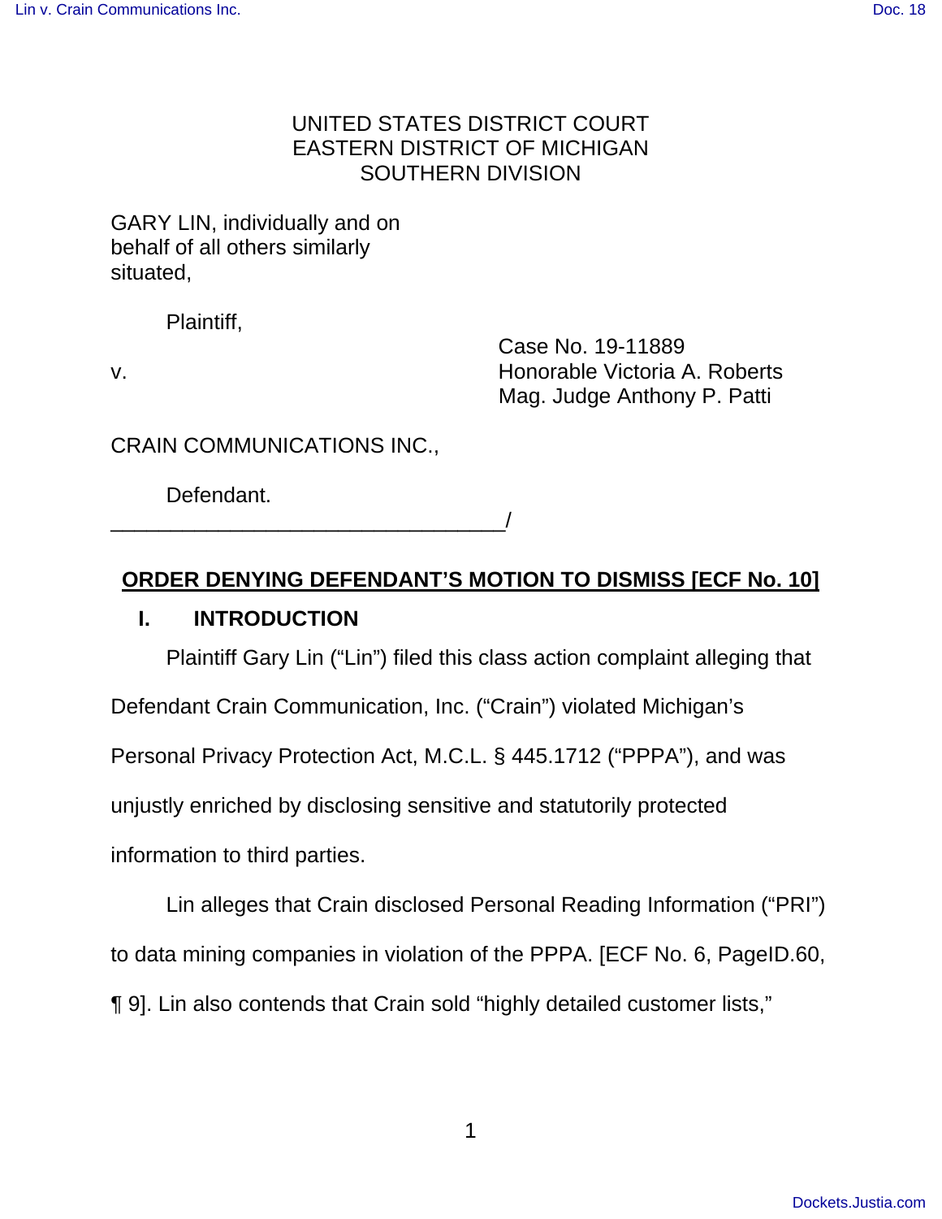UNITED STATES DISTRICT COURT
EASTERN DISTRICT OF MICHIGAN
SOUTHERN DIVISION

GARY LIN, individually and on behalf of all others similarly situated,

Plaintiff,

v.

Case No. 19-11889
Honorable Victoria A. Roberts
Mag. Judge Anthony P. Patti

CRAIN COMMUNICATIONS INC.,

Defendant.
_________________________________/

**ORDER DENYING DEFENDANT'S MOTION TO DISMISS [ECF No. 10]**

## I. INTRODUCTION

Plaintiff Gary Lin ("Lin") filed this class action complaint alleging that Defendant Crain Communication, Inc. ("Crain") violated Michigan's Personal Privacy Protection Act, M.C.L. § 445.1712 ("PPPA"), and was unjustly enriched by disclosing sensitive and statutorily protected information to third parties.

Lin alleges that Crain disclosed Personal Reading Information ("PRI") to data mining companies in violation of the PPPA. [ECF No. 6, PageID.60, ¶ 9]. Lin also contends that Crain sold "highly detailed customer lists,"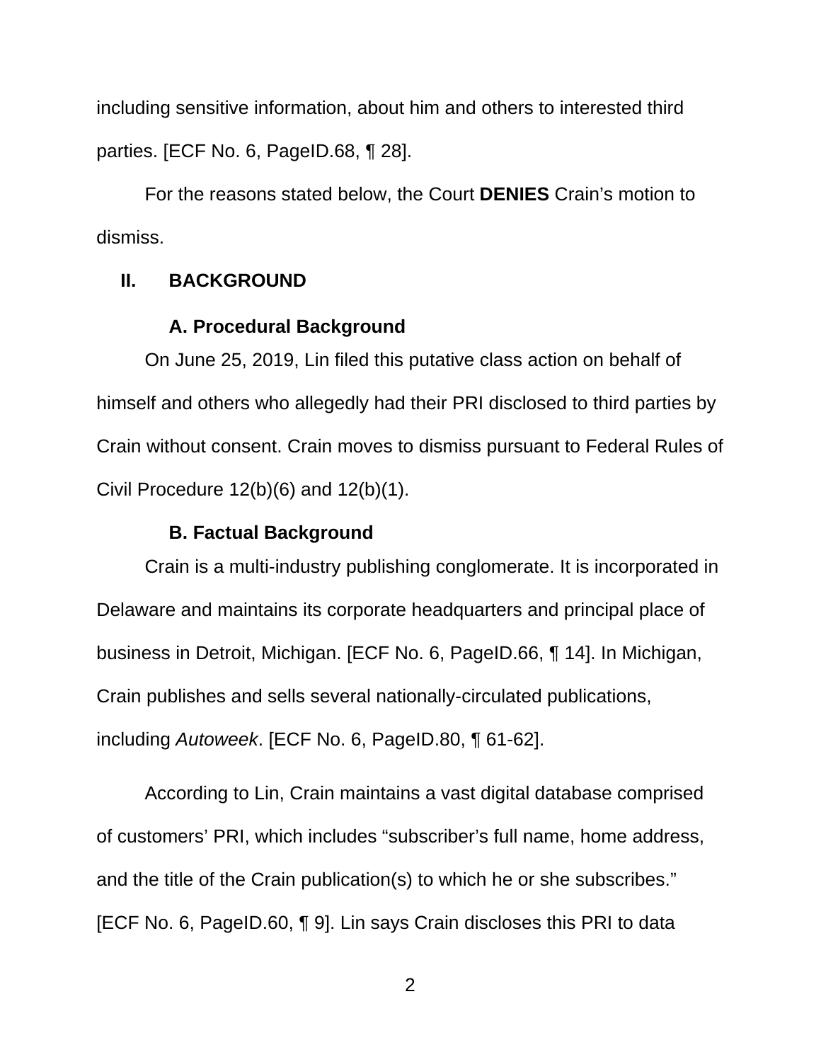including sensitive information, about him and others to interested third parties. [ECF No. 6, PageID.68, ¶ 28].

For the reasons stated below, the Court **DENIES** Crain's motion to dismiss.

## II. BACKGROUND

### A. Procedural Background

On June 25, 2019, Lin filed this putative class action on behalf of himself and others who allegedly had their PRI disclosed to third parties by Crain without consent. Crain moves to dismiss pursuant to Federal Rules of Civil Procedure 12(b)(6) and 12(b)(1).

### B. Factual Background

Crain is a multi-industry publishing conglomerate. It is incorporated in Delaware and maintains its corporate headquarters and principal place of business in Detroit, Michigan. [ECF No. 6, PageID.66, ¶ 14]. In Michigan, Crain publishes and sells several nationally-circulated publications, including *Autoweek*. [ECF No. 6, PageID.80, ¶ 61-62].

According to Lin, Crain maintains a vast digital database comprised of customers' PRI, which includes "subscriber's full name, home address, and the title of the Crain publication(s) to which he or she subscribes." [ECF No. 6, PageID.60, ¶ 9]. Lin says Crain discloses this PRI to data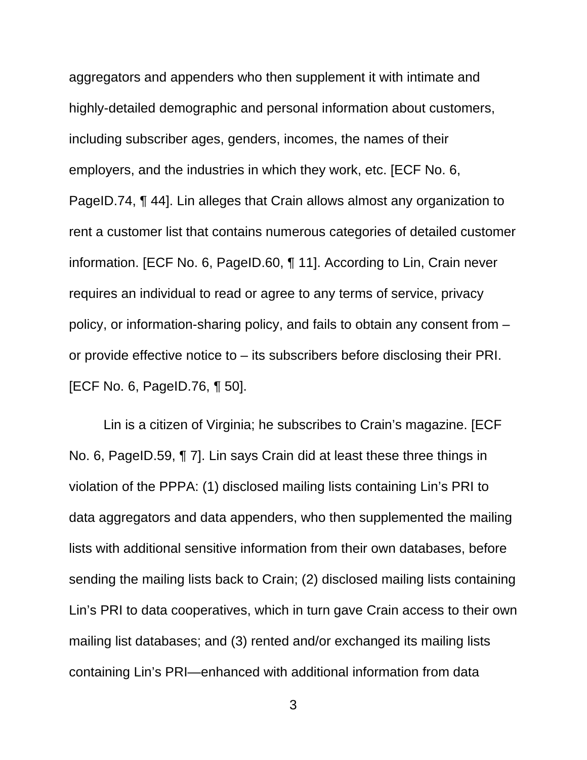aggregators and appenders who then supplement it with intimate and highly-detailed demographic and personal information about customers, including subscriber ages, genders, incomes, the names of their employers, and the industries in which they work, etc. [ECF No. 6, PageID.74, ¶ 44]. Lin alleges that Crain allows almost any organization to rent a customer list that contains numerous categories of detailed customer information. [ECF No. 6, PageID.60, ¶ 11]. According to Lin, Crain never requires an individual to read or agree to any terms of service, privacy policy, or information-sharing policy, and fails to obtain any consent from – or provide effective notice to – its subscribers before disclosing their PRI. [ECF No. 6, PageID.76, ¶ 50].

Lin is a citizen of Virginia; he subscribes to Crain's magazine. [ECF No. 6, PageID.59, ¶ 7]. Lin says Crain did at least these three things in violation of the PPPA: (1) disclosed mailing lists containing Lin's PRI to data aggregators and data appenders, who then supplemented the mailing lists with additional sensitive information from their own databases, before sending the mailing lists back to Crain; (2) disclosed mailing lists containing Lin's PRI to data cooperatives, which in turn gave Crain access to their own mailing list databases; and (3) rented and/or exchanged its mailing lists containing Lin's PRI—enhanced with additional information from data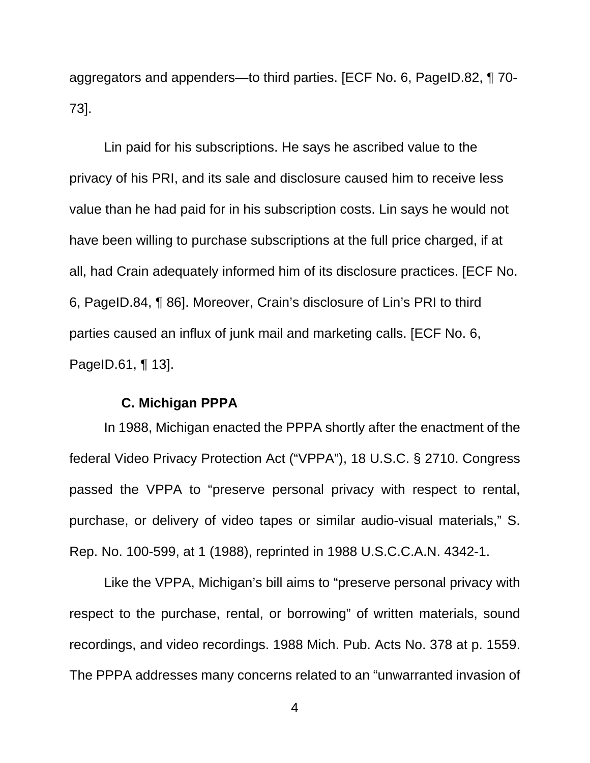aggregators and appenders—to third parties. [ECF No. 6, PageID.82, ¶ 70-73].

Lin paid for his subscriptions. He says he ascribed value to the privacy of his PRI, and its sale and disclosure caused him to receive less value than he had paid for in his subscription costs. Lin says he would not have been willing to purchase subscriptions at the full price charged, if at all, had Crain adequately informed him of its disclosure practices. [ECF No. 6, PageID.84, ¶ 86]. Moreover, Crain's disclosure of Lin's PRI to third parties caused an influx of junk mail and marketing calls. [ECF No. 6, PageID.61, ¶ 13].

### C. Michigan PPPA

In 1988, Michigan enacted the PPPA shortly after the enactment of the federal Video Privacy Protection Act ("VPPA"), 18 U.S.C. § 2710. Congress passed the VPPA to "preserve personal privacy with respect to rental, purchase, or delivery of video tapes or similar audio-visual materials," S. Rep. No. 100-599, at 1 (1988), reprinted in 1988 U.S.C.C.A.N. 4342-1.

Like the VPPA, Michigan's bill aims to "preserve personal privacy with respect to the purchase, rental, or borrowing" of written materials, sound recordings, and video recordings. 1988 Mich. Pub. Acts No. 378 at p. 1559. The PPPA addresses many concerns related to an "unwarranted invasion of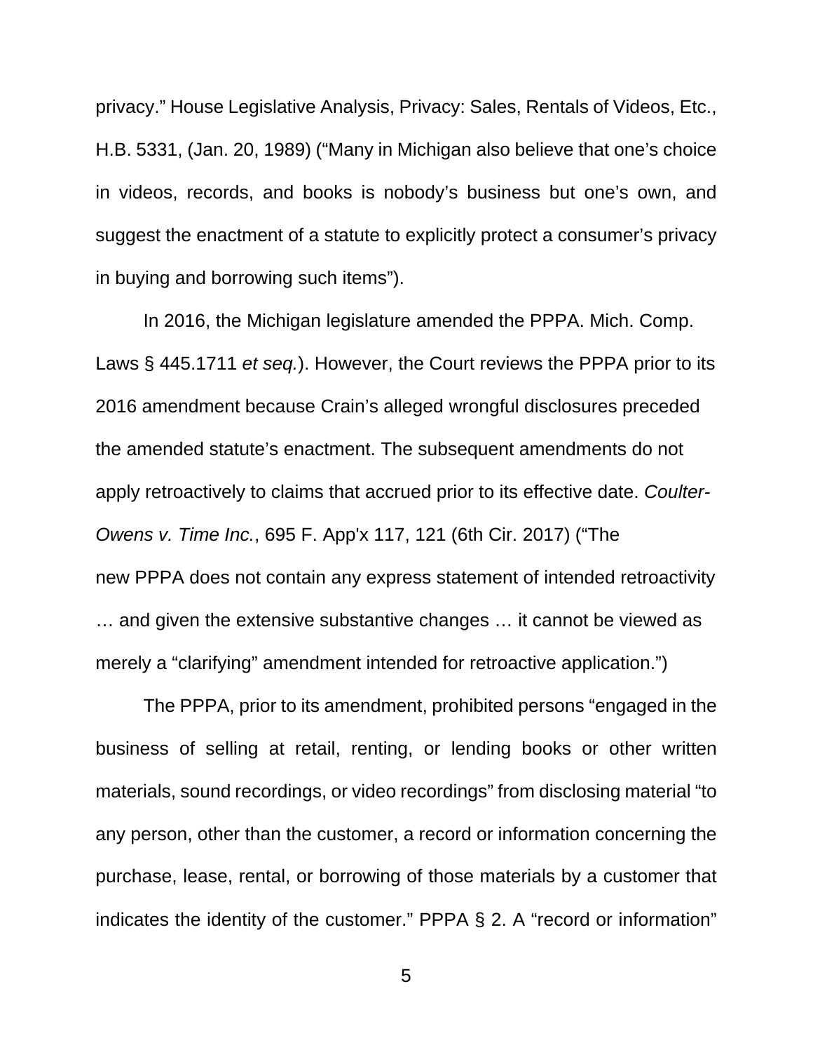privacy." House Legislative Analysis, Privacy: Sales, Rentals of Videos, Etc., H.B. 5331, (Jan. 20, 1989) ("Many in Michigan also believe that one's choice in videos, records, and books is nobody's business but one's own, and suggest the enactment of a statute to explicitly protect a consumer's privacy in buying and borrowing such items").

In 2016, the Michigan legislature amended the PPPA. Mich. Comp. Laws § 445.1711 *et seq.*). However, the Court reviews the PPPA prior to its 2016 amendment because Crain's alleged wrongful disclosures preceded the amended statute's enactment. The subsequent amendments do not apply retroactively to claims that accrued prior to its effective date. *Coulter-Owens v. Time Inc.*, 695 F. App'x 117, 121 (6th Cir. 2017) ("The new PPPA does not contain any express statement of intended retroactivity … and given the extensive substantive changes … it cannot be viewed as merely a "clarifying" amendment intended for retroactive application.")

The PPPA, prior to its amendment, prohibited persons "engaged in the business of selling at retail, renting, or lending books or other written materials, sound recordings, or video recordings" from disclosing material "to any person, other than the customer, a record or information concerning the purchase, lease, rental, or borrowing of those materials by a customer that indicates the identity of the customer." PPPA § 2. A "record or information"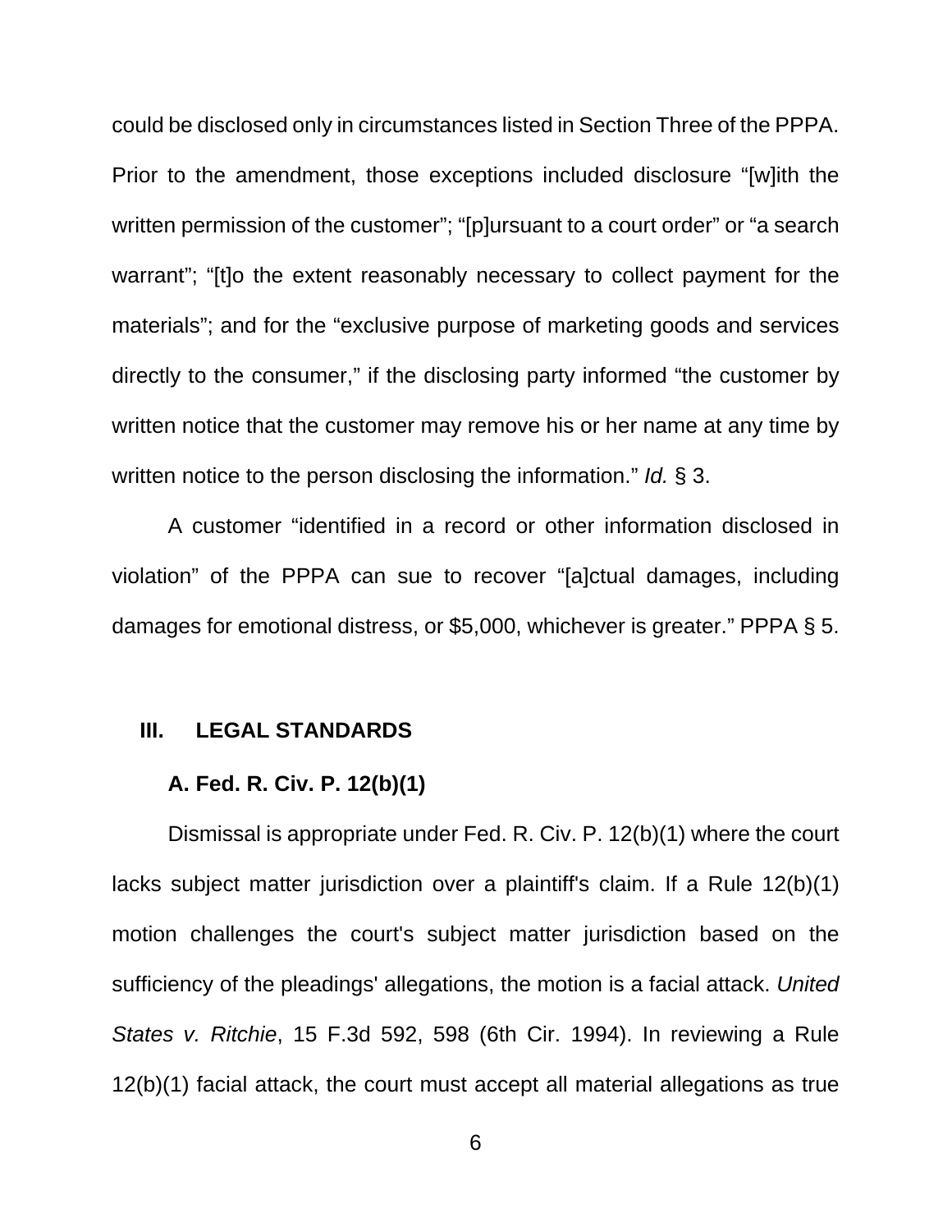could be disclosed only in circumstances listed in Section Three of the PPPA. Prior to the amendment, those exceptions included disclosure "[w]ith the written permission of the customer"; "[p]ursuant to a court order" or "a search warrant"; "[t]o the extent reasonably necessary to collect payment for the materials"; and for the "exclusive purpose of marketing goods and services directly to the consumer," if the disclosing party informed "the customer by written notice that the customer may remove his or her name at any time by written notice to the person disclosing the information." *Id.* § 3.

A customer "identified in a record or other information disclosed in violation" of the PPPA can sue to recover "[a]ctual damages, including damages for emotional distress, or $5,000, whichever is greater." PPPA § 5.

## III. LEGAL STANDARDS

### A. Fed. R. Civ. P. 12(b)(1)

Dismissal is appropriate under Fed. R. Civ. P. 12(b)(1) where the court lacks subject matter jurisdiction over a plaintiff's claim. If a Rule 12(b)(1) motion challenges the court's subject matter jurisdiction based on the sufficiency of the pleadings' allegations, the motion is a facial attack. *United States v. Ritchie*, 15 F.3d 592, 598 (6th Cir. 1994). In reviewing a Rule 12(b)(1) facial attack, the court must accept all material allegations as true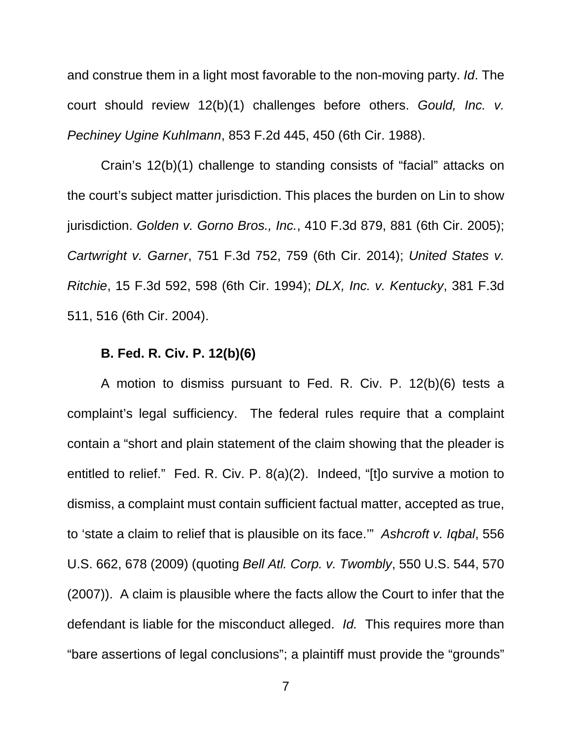and construe them in a light most favorable to the non-moving party. *Id*. The court should review 12(b)(1) challenges before others. *Gould, Inc. v. Pechiney Ugine Kuhlmann*, 853 F.2d 445, 450 (6th Cir. 1988).

Crain's 12(b)(1) challenge to standing consists of "facial" attacks on the court's subject matter jurisdiction. This places the burden on Lin to show jurisdiction. *Golden v. Gorno Bros., Inc.*, 410 F.3d 879, 881 (6th Cir. 2005); *Cartwright v. Garner*, 751 F.3d 752, 759 (6th Cir. 2014); *United States v. Ritchie*, 15 F.3d 592, 598 (6th Cir. 1994); *DLX, Inc. v. Kentucky*, 381 F.3d 511, 516 (6th Cir. 2004).

**B. Fed. R. Civ. P. 12(b)(6)**

A motion to dismiss pursuant to Fed. R. Civ. P. 12(b)(6) tests a complaint's legal sufficiency. The federal rules require that a complaint contain a "short and plain statement of the claim showing that the pleader is entitled to relief." Fed. R. Civ. P. 8(a)(2). Indeed, "[t]o survive a motion to dismiss, a complaint must contain sufficient factual matter, accepted as true, to 'state a claim to relief that is plausible on its face.'" *Ashcroft v. Iqbal*, 556 U.S. 662, 678 (2009) (quoting *Bell Atl. Corp. v. Twombly*, 550 U.S. 544, 570 (2007)). A claim is plausible where the facts allow the Court to infer that the defendant is liable for the misconduct alleged. *Id.* This requires more than "bare assertions of legal conclusions"; a plaintiff must provide the "grounds"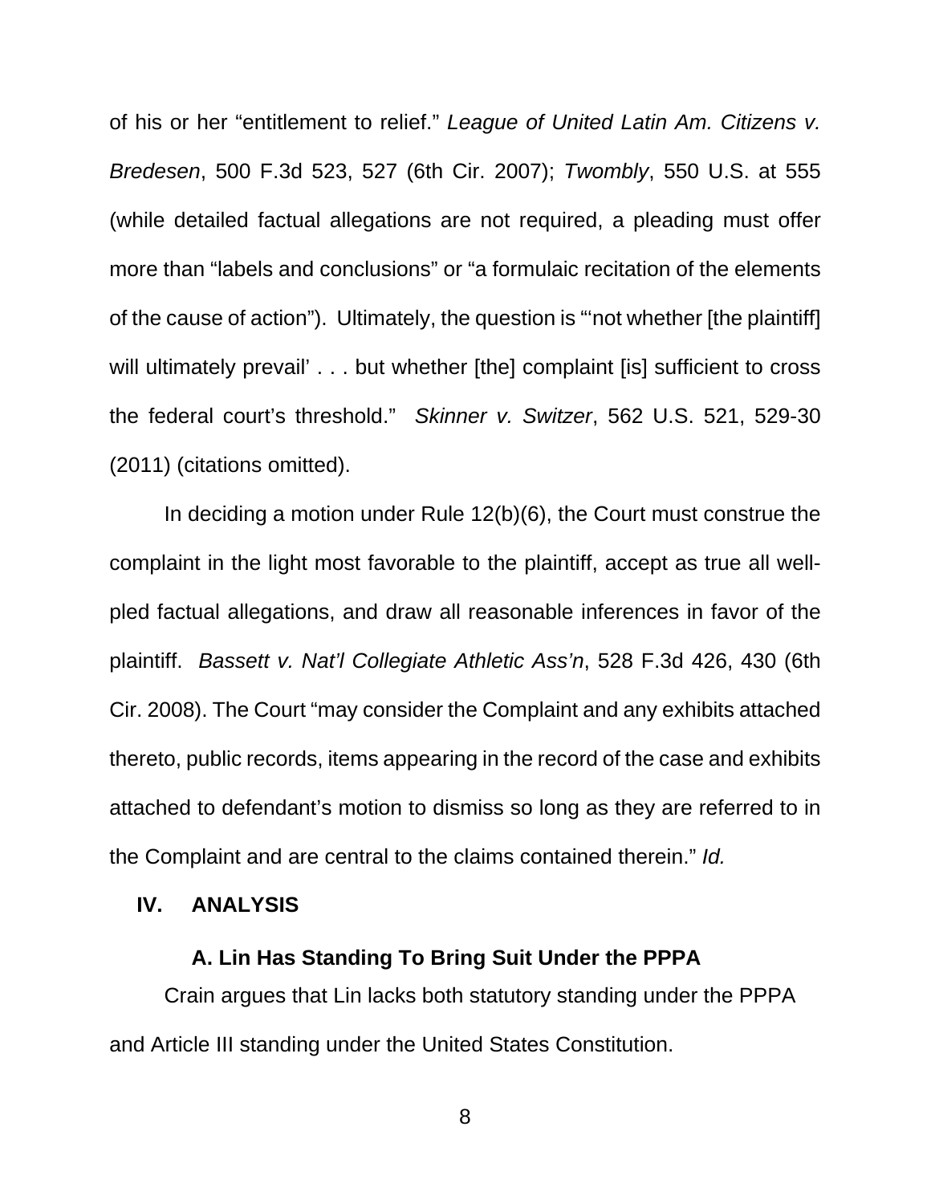of his or her "entitlement to relief." *League of United Latin Am. Citizens v. Bredesen*, 500 F.3d 523, 527 (6th Cir. 2007); *Twombly*, 550 U.S. at 555 (while detailed factual allegations are not required, a pleading must offer more than "labels and conclusions" or "a formulaic recitation of the elements of the cause of action"). Ultimately, the question is "'not whether [the plaintiff] will ultimately prevail' . . . but whether [the] complaint [is] sufficient to cross the federal court's threshold." *Skinner v. Switzer*, 562 U.S. 521, 529-30 (2011) (citations omitted).

In deciding a motion under Rule 12(b)(6), the Court must construe the complaint in the light most favorable to the plaintiff, accept as true all well-pled factual allegations, and draw all reasonable inferences in favor of the plaintiff. *Bassett v. Nat'l Collegiate Athletic Ass'n*, 528 F.3d 426, 430 (6th Cir. 2008). The Court "may consider the Complaint and any exhibits attached thereto, public records, items appearing in the record of the case and exhibits attached to defendant's motion to dismiss so long as they are referred to in the Complaint and are central to the claims contained therein." *Id.*

## IV. ANALYSIS

### A. Lin Has Standing To Bring Suit Under the PPPA

Crain argues that Lin lacks both statutory standing under the PPPA and Article III standing under the United States Constitution.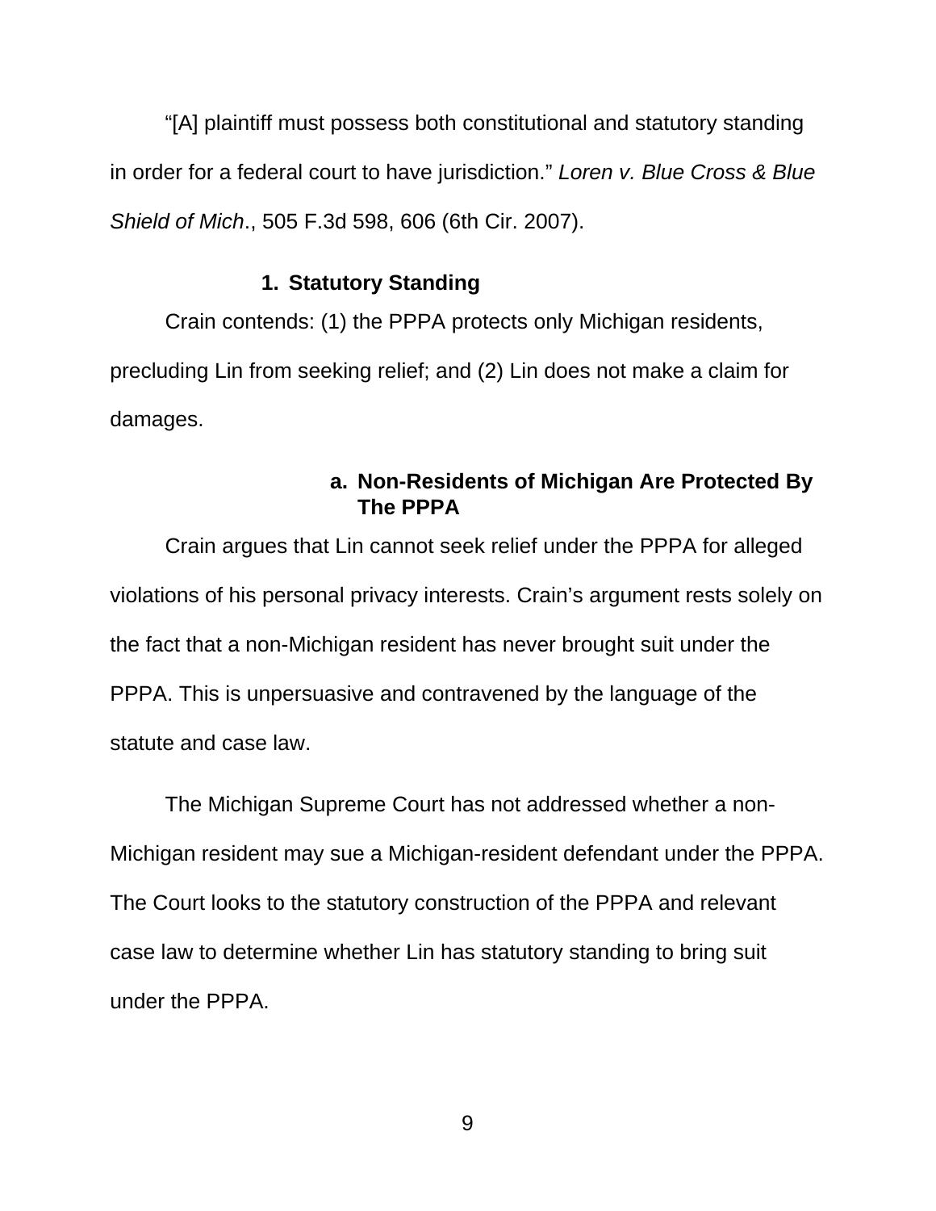"[A] plaintiff must possess both constitutional and statutory standing in order for a federal court to have jurisdiction." *Loren v. Blue Cross & Blue Shield of Mich*., 505 F.3d 598, 606 (6th Cir. 2007).

### 1. Statutory Standing

Crain contends: (1) the PPPA protects only Michigan residents, precluding Lin from seeking relief; and (2) Lin does not make a claim for damages.

#### a. Non-Residents of Michigan Are Protected By The PPPA

Crain argues that Lin cannot seek relief under the PPPA for alleged violations of his personal privacy interests. Crain's argument rests solely on the fact that a non-Michigan resident has never brought suit under the PPPA. This is unpersuasive and contravened by the language of the statute and case law.

The Michigan Supreme Court has not addressed whether a non-Michigan resident may sue a Michigan-resident defendant under the PPPA. The Court looks to the statutory construction of the PPPA and relevant case law to determine whether Lin has statutory standing to bring suit under the PPPA.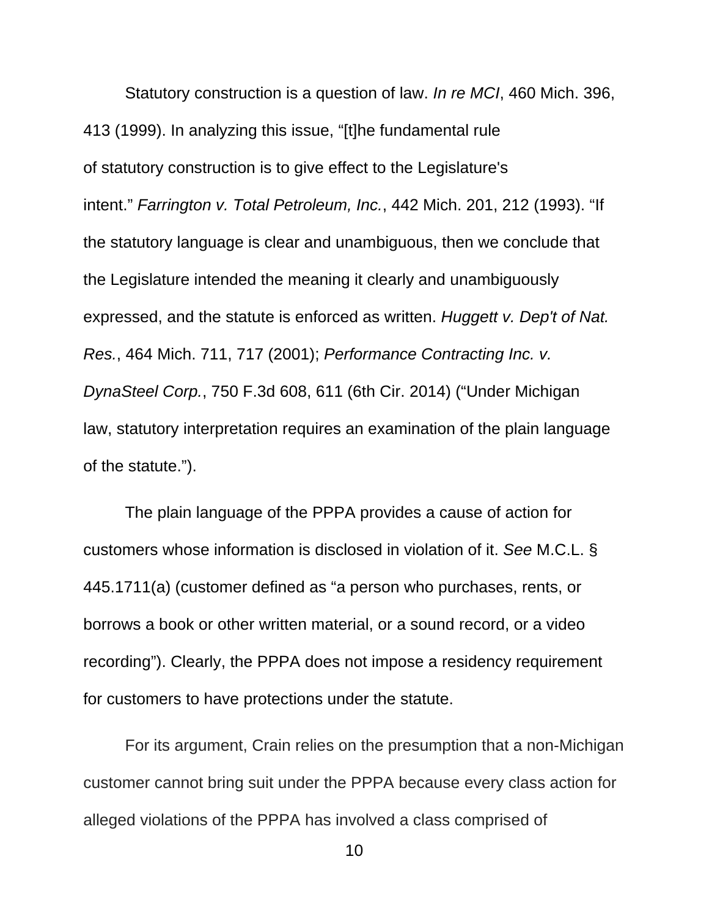Statutory construction is a question of law. *In re MCI*, 460 Mich. 396, 413 (1999). In analyzing this issue, "[t]he fundamental rule of statutory construction is to give effect to the Legislature's intent." *Farrington v. Total Petroleum, Inc.*, 442 Mich. 201, 212 (1993). "If the statutory language is clear and unambiguous, then we conclude that the Legislature intended the meaning it clearly and unambiguously expressed, and the statute is enforced as written. *Huggett v. Dep't of Nat. Res.*, 464 Mich. 711, 717 (2001); *Performance Contracting Inc. v. DynaSteel Corp.*, 750 F.3d 608, 611 (6th Cir. 2014) ("Under Michigan law, statutory interpretation requires an examination of the plain language of the statute.").

The plain language of the PPPA provides a cause of action for customers whose information is disclosed in violation of it. *See* M.C.L. § 445.1711(a) (customer defined as "a person who purchases, rents, or borrows a book or other written material, or a sound record, or a video recording"). Clearly, the PPPA does not impose a residency requirement for customers to have protections under the statute.

For its argument, Crain relies on the presumption that a non-Michigan customer cannot bring suit under the PPPA because every class action for alleged violations of the PPPA has involved a class comprised of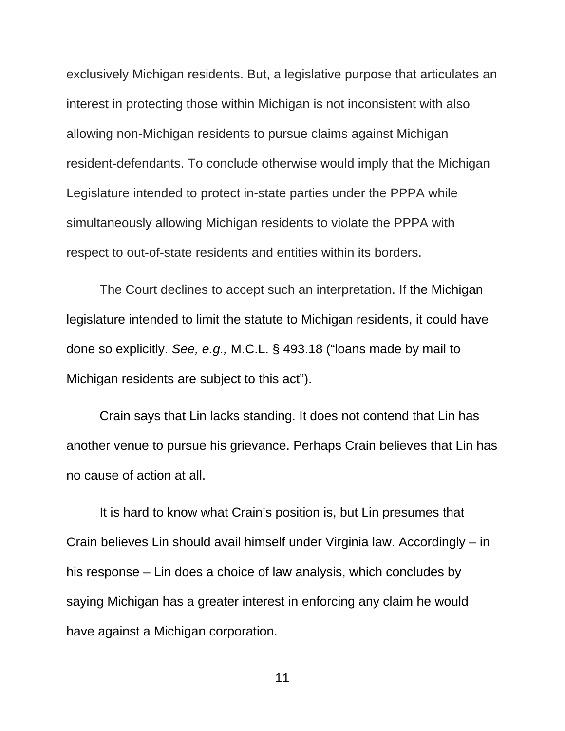exclusively Michigan residents. But, a legislative purpose that articulates an interest in protecting those within Michigan is not inconsistent with also allowing non-Michigan residents to pursue claims against Michigan resident-defendants. To conclude otherwise would imply that the Michigan Legislature intended to protect in-state parties under the PPPA while simultaneously allowing Michigan residents to violate the PPPA with respect to out-of-state residents and entities within its borders.

The Court declines to accept such an interpretation. If the Michigan legislature intended to limit the statute to Michigan residents, it could have done so explicitly. *See, e.g.,* M.C.L. § 493.18 ("loans made by mail to Michigan residents are subject to this act").

Crain says that Lin lacks standing. It does not contend that Lin has another venue to pursue his grievance. Perhaps Crain believes that Lin has no cause of action at all.

It is hard to know what Crain's position is, but Lin presumes that Crain believes Lin should avail himself under Virginia law. Accordingly – in his response – Lin does a choice of law analysis, which concludes by saying Michigan has a greater interest in enforcing any claim he would have against a Michigan corporation.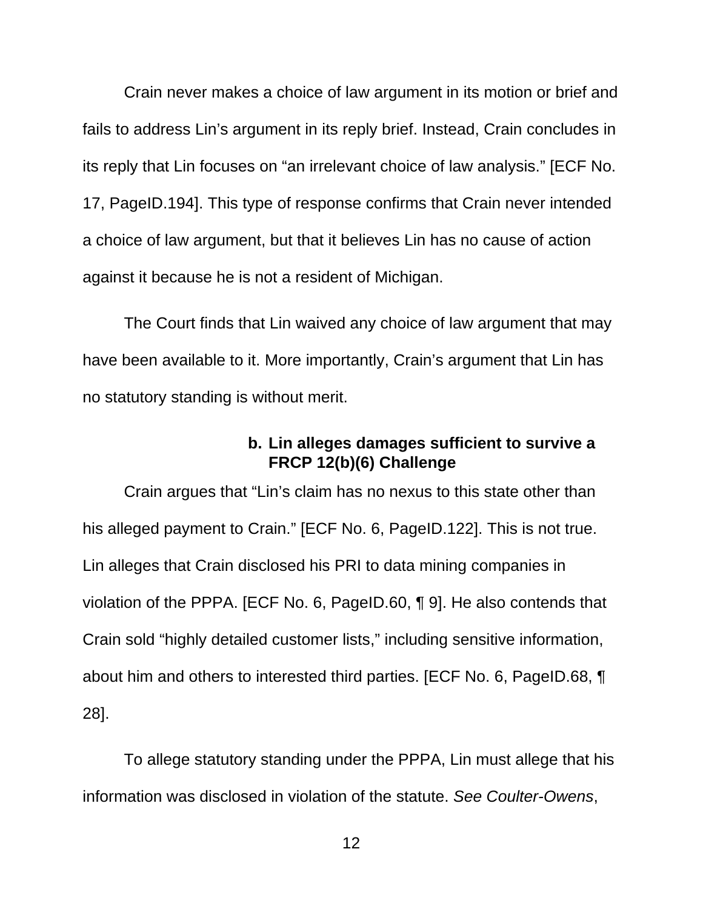Crain never makes a choice of law argument in its motion or brief and fails to address Lin's argument in its reply brief. Instead, Crain concludes in its reply that Lin focuses on "an irrelevant choice of law analysis." [ECF No. 17, PageID.194]. This type of response confirms that Crain never intended a choice of law argument, but that it believes Lin has no cause of action against it because he is not a resident of Michigan.

The Court finds that Lin waived any choice of law argument that may have been available to it. More importantly, Crain's argument that Lin has no statutory standing is without merit.

**b. Lin alleges damages sufficient to survive a FRCP 12(b)(6) Challenge**

Crain argues that "Lin's claim has no nexus to this state other than his alleged payment to Crain." [ECF No. 6, PageID.122]. This is not true. Lin alleges that Crain disclosed his PRI to data mining companies in violation of the PPPA. [ECF No. 6, PageID.60, ¶ 9]. He also contends that Crain sold "highly detailed customer lists," including sensitive information, about him and others to interested third parties. [ECF No. 6, PageID.68, ¶ 28].

To allege statutory standing under the PPPA, Lin must allege that his information was disclosed in violation of the statute. *See Coulter-Owens*,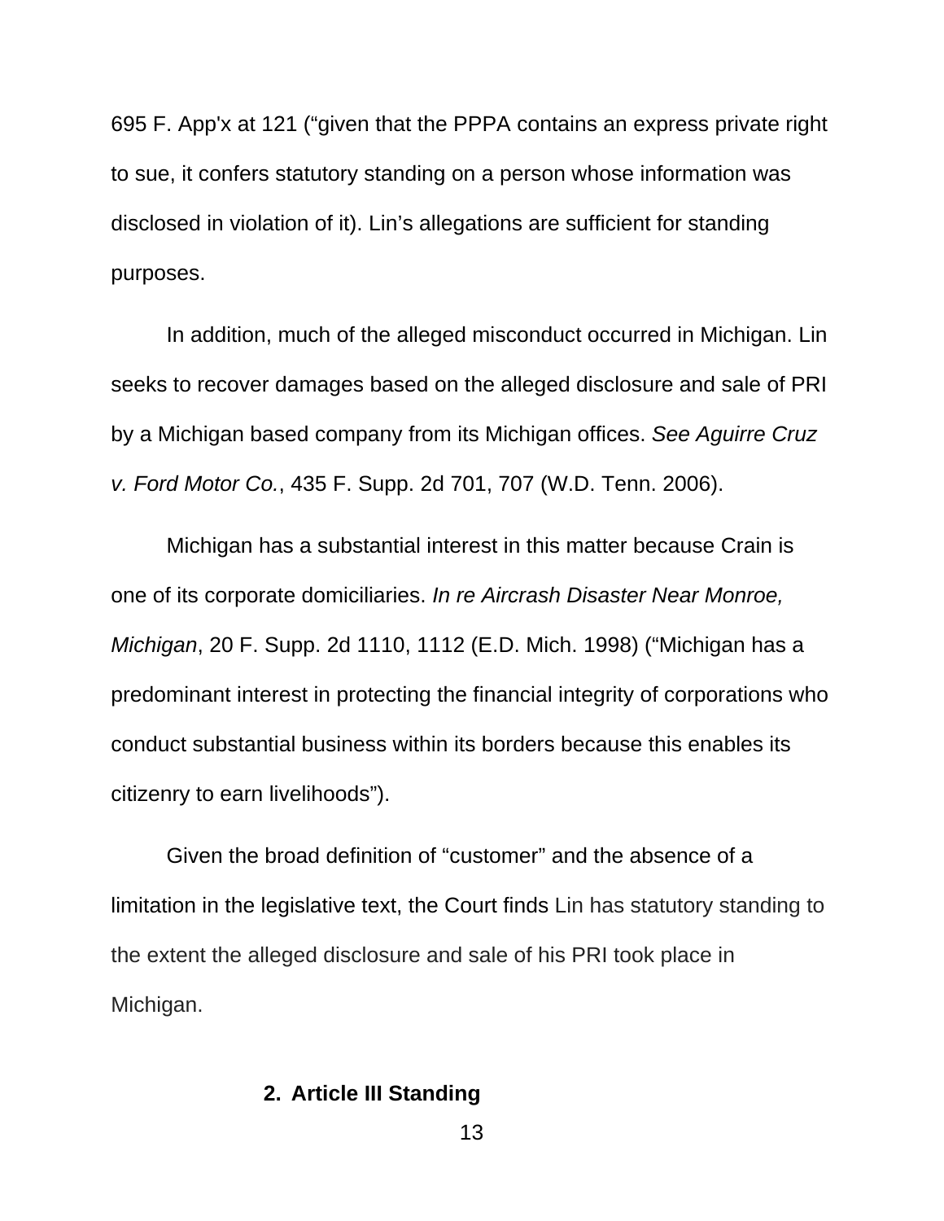695 F. App'x at 121 ("given that the PPPA contains an express private right to sue, it confers statutory standing on a person whose information was disclosed in violation of it). Lin's allegations are sufficient for standing purposes.

In addition, much of the alleged misconduct occurred in Michigan. Lin seeks to recover damages based on the alleged disclosure and sale of PRI by a Michigan based company from its Michigan offices. *See Aguirre Cruz v. Ford Motor Co.*, 435 F. Supp. 2d 701, 707 (W.D. Tenn. 2006).

Michigan has a substantial interest in this matter because Crain is one of its corporate domiciliaries. *In re Aircrash Disaster Near Monroe, Michigan*, 20 F. Supp. 2d 1110, 1112 (E.D. Mich. 1998) ("Michigan has a predominant interest in protecting the financial integrity of corporations who conduct substantial business within its borders because this enables its citizenry to earn livelihoods").

Given the broad definition of "customer" and the absence of a limitation in the legislative text, the Court finds Lin has statutory standing to the extent the alleged disclosure and sale of his PRI took place in Michigan.

**2. Article III Standing**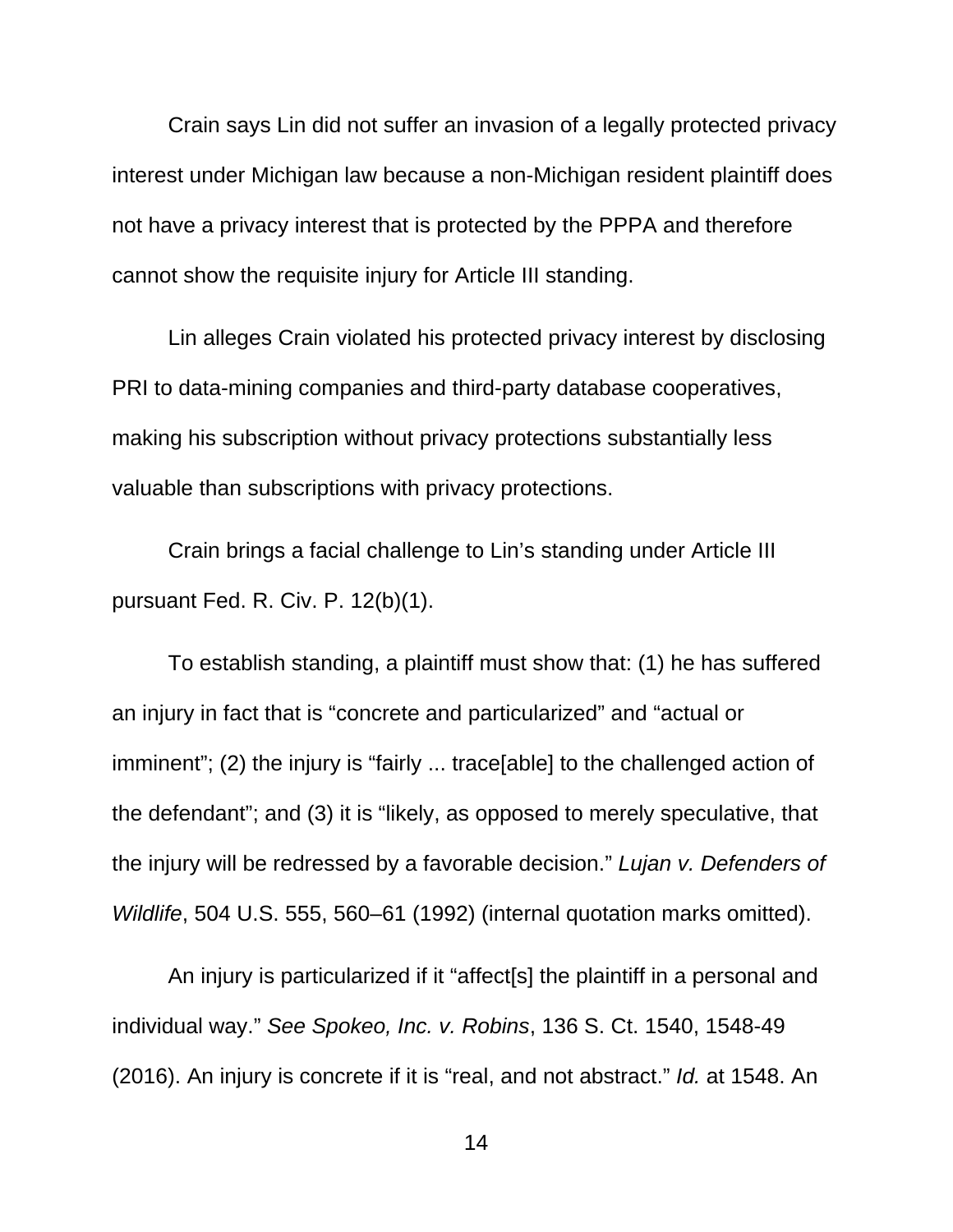Crain says Lin did not suffer an invasion of a legally protected privacy interest under Michigan law because a non-Michigan resident plaintiff does not have a privacy interest that is protected by the PPPA and therefore cannot show the requisite injury for Article III standing.

Lin alleges Crain violated his protected privacy interest by disclosing PRI to data-mining companies and third-party database cooperatives, making his subscription without privacy protections substantially less valuable than subscriptions with privacy protections.

Crain brings a facial challenge to Lin's standing under Article III pursuant Fed. R. Civ. P. 12(b)(1).

To establish standing, a plaintiff must show that: (1) he has suffered an injury in fact that is "concrete and particularized" and "actual or imminent"; (2) the injury is "fairly ... trace[able] to the challenged action of the defendant"; and (3) it is "likely, as opposed to merely speculative, that the injury will be redressed by a favorable decision." *Lujan v. Defenders of Wildlife*, 504 U.S. 555, 560–61 (1992) (internal quotation marks omitted).

An injury is particularized if it "affect[s] the plaintiff in a personal and individual way." *See Spokeo, Inc. v. Robins*, 136 S. Ct. 1540, 1548-49 (2016). An injury is concrete if it is "real, and not abstract." *Id.* at 1548. An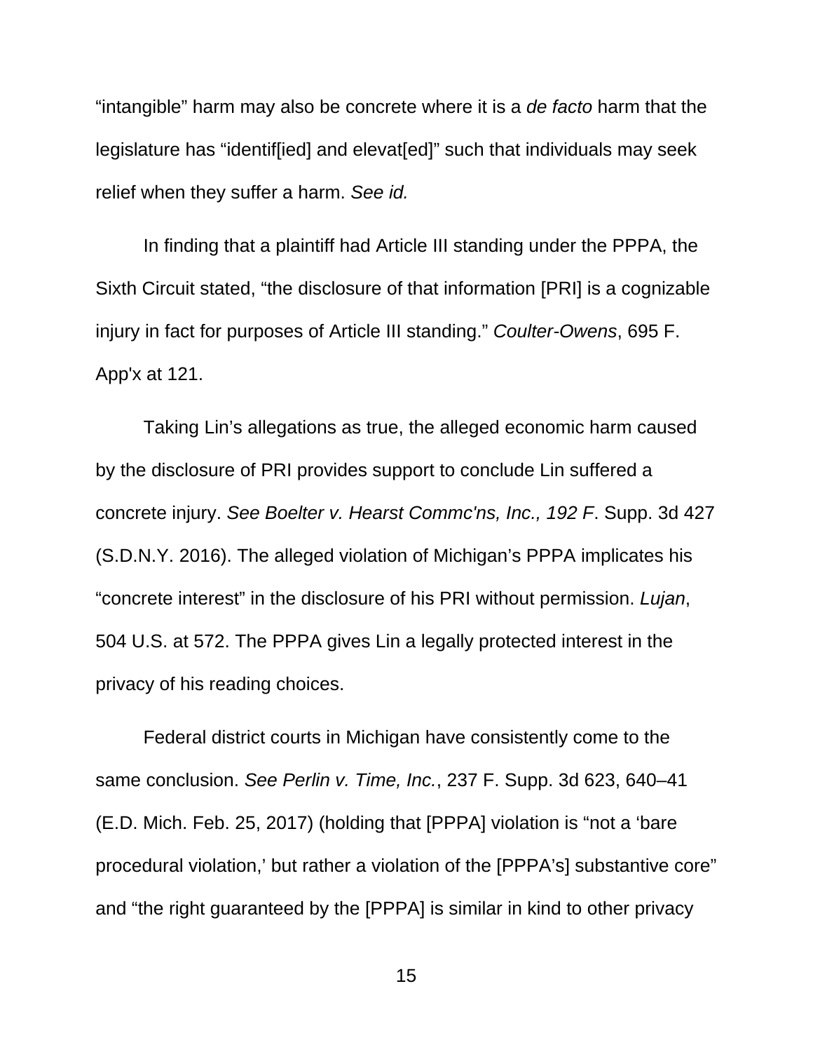"intangible" harm may also be concrete where it is a *de facto* harm that the legislature has "identif[ied] and elevat[ed]" such that individuals may seek relief when they suffer a harm. *See id.*

In finding that a plaintiff had Article III standing under the PPPA, the Sixth Circuit stated, "the disclosure of that information [PRI] is a cognizable injury in fact for purposes of Article III standing." *Coulter-Owens*, 695 F. App'x at 121.

Taking Lin's allegations as true, the alleged economic harm caused by the disclosure of PRI provides support to conclude Lin suffered a concrete injury. *See Boelter v. Hearst Commc'ns, Inc., 192 F*. Supp. 3d 427 (S.D.N.Y. 2016). The alleged violation of Michigan's PPPA implicates his "concrete interest" in the disclosure of his PRI without permission. *Lujan*, 504 U.S. at 572. The PPPA gives Lin a legally protected interest in the privacy of his reading choices.

Federal district courts in Michigan have consistently come to the same conclusion. *See Perlin v. Time, Inc.*, 237 F. Supp. 3d 623, 640–41 (E.D. Mich. Feb. 25, 2017) (holding that [PPPA] violation is "not a 'bare procedural violation,' but rather a violation of the [PPPA's] substantive core" and "the right guaranteed by the [PPPA] is similar in kind to other privacy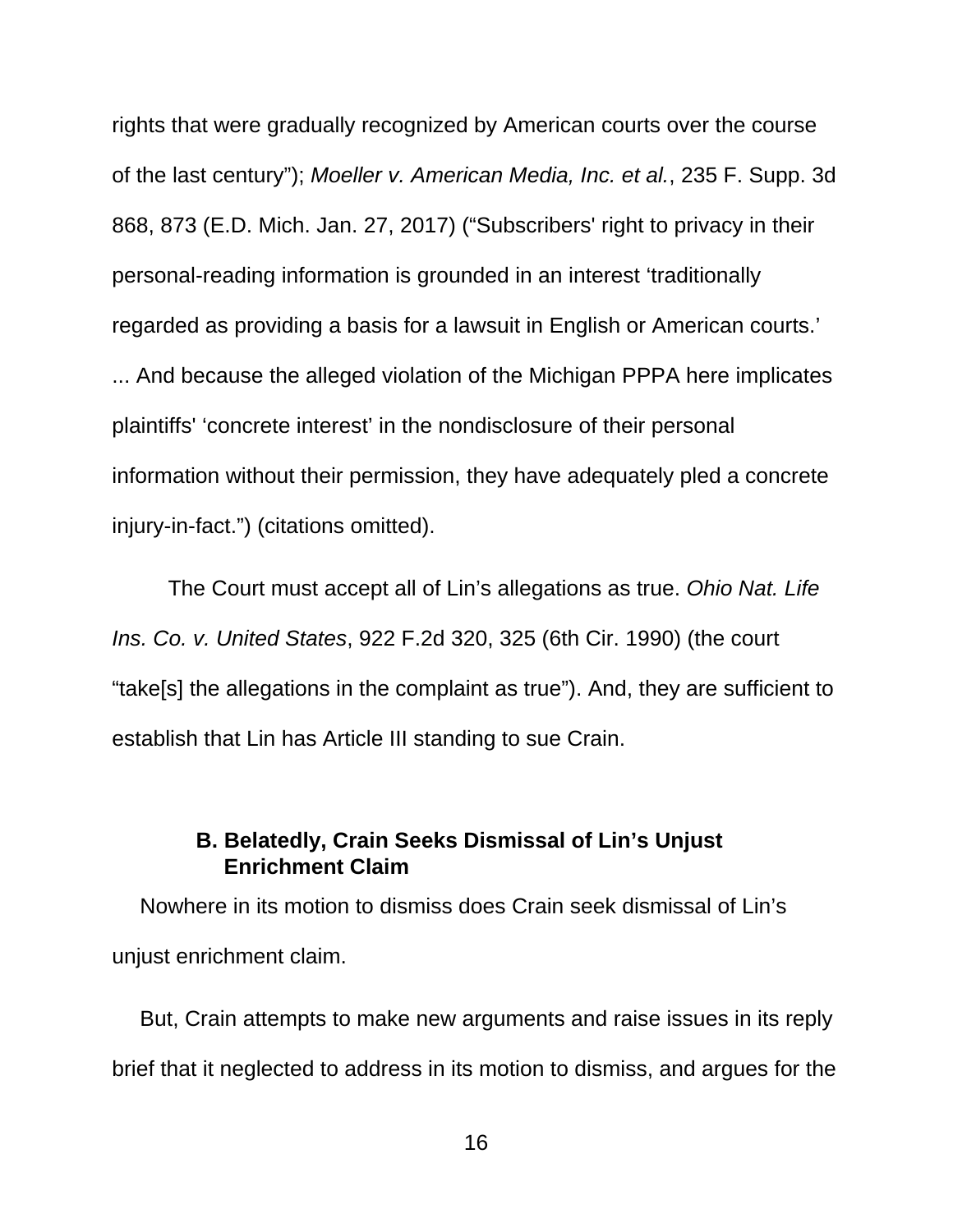rights that were gradually recognized by American courts over the course of the last century"); *Moeller v. American Media, Inc. et al.*, 235 F. Supp. 3d 868, 873 (E.D. Mich. Jan. 27, 2017) ("Subscribers' right to privacy in their personal-reading information is grounded in an interest 'traditionally regarded as providing a basis for a lawsuit in English or American courts.' ... And because the alleged violation of the Michigan PPPA here implicates plaintiffs' 'concrete interest' in the nondisclosure of their personal information without their permission, they have adequately pled a concrete injury-in-fact.") (citations omitted).

The Court must accept all of Lin's allegations as true. *Ohio Nat. Life Ins. Co. v. United States*, 922 F.2d 320, 325 (6th Cir. 1990) (the court "take[s] the allegations in the complaint as true"). And, they are sufficient to establish that Lin has Article III standing to sue Crain.

### B. Belatedly, Crain Seeks Dismissal of Lin's Unjust Enrichment Claim

Nowhere in its motion to dismiss does Crain seek dismissal of Lin's unjust enrichment claim.

But, Crain attempts to make new arguments and raise issues in its reply brief that it neglected to address in its motion to dismiss, and argues for the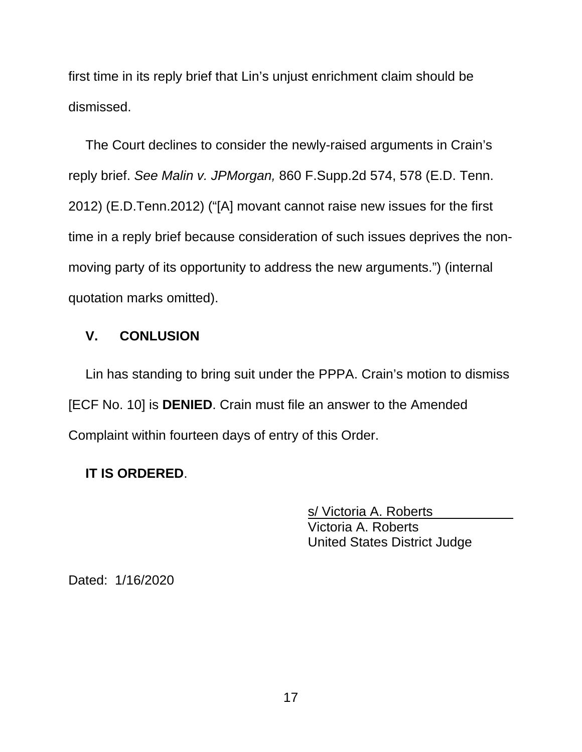first time in its reply brief that Lin's unjust enrichment claim should be dismissed.

The Court declines to consider the newly-raised arguments in Crain's reply brief. *See Malin v. JPMorgan,* 860 F.Supp.2d 574, 578 (E.D. Tenn. 2012) (E.D.Tenn.2012) ("[A] movant cannot raise new issues for the first time in a reply brief because consideration of such issues deprives the non-moving party of its opportunity to address the new arguments.") (internal quotation marks omitted).

## V. CONLUSION

Lin has standing to bring suit under the PPPA. Crain's motion to dismiss [ECF No. 10] is **DENIED**. Crain must file an answer to the Amended Complaint within fourteen days of entry of this Order.

**IT IS ORDERED**.

s/ Victoria A. Roberts
Victoria A. Roberts
United States District Judge

Dated: 1/16/2020